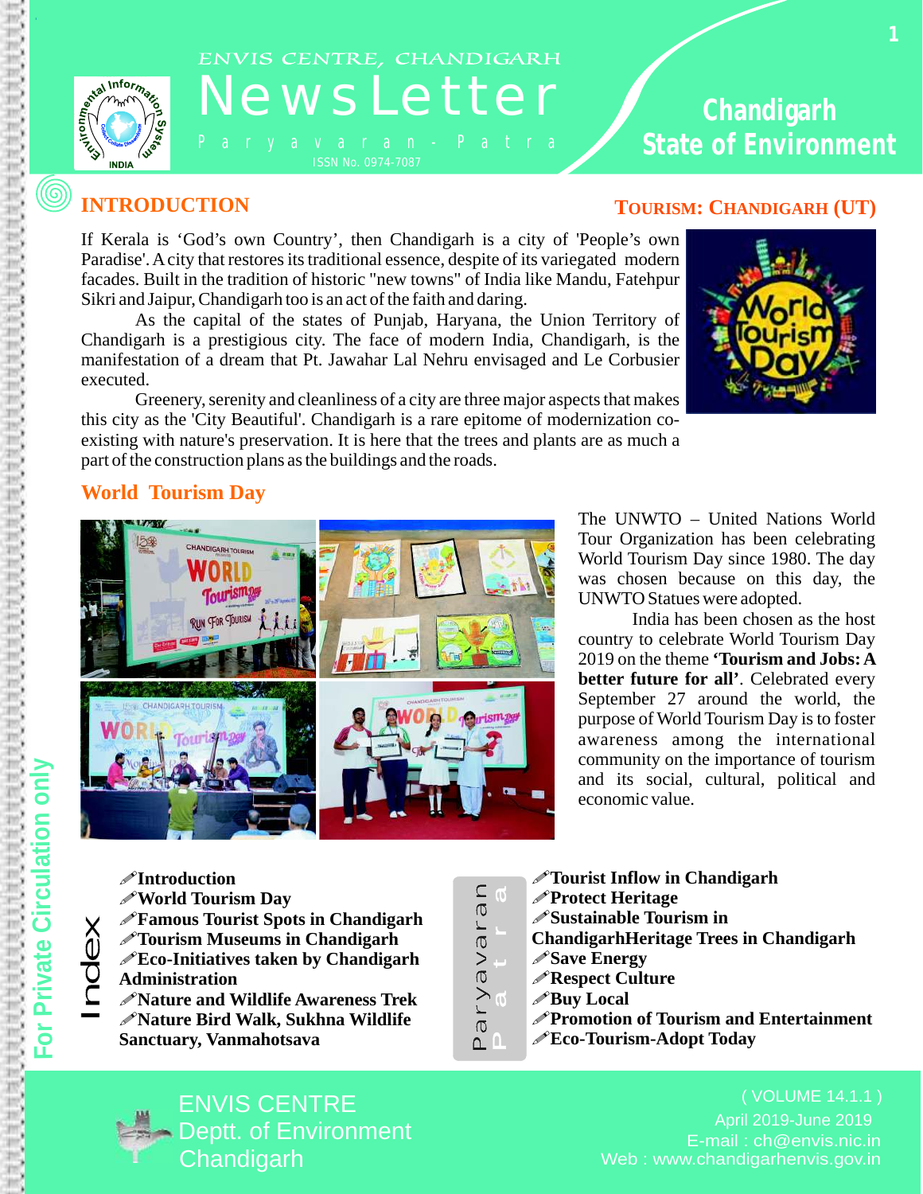ENVIS CENTRE, CHANDIGARH

# NewsLetter

Paryavaran - Patra

ISSN No. 0974-7087

**Chandigarh State of Environment**

## INTRODUCTION

## TOURISM: CHANDIGARH (UT)

If Kerala is 'God's own Country', then Chandigarh is a city of 'People's own Paradise'. A city that restores its traditional essence, despite of its variegated modern facades. Built in the tradition of historic "new towns" of India like Mandu, Fatehpur Sikri and Jaipur, Chandigarh too is an act of the faith and daring.

As the capital of the states of Punjab, Haryana, the Union Territory of Chandigarh is a prestigious city. The face of modern India, Chandigarh, is the manifestation of a dream that Pt. Jawahar Lal Nehru envisaged and Le Corbusier executed.

Greenery, serenity and cleanliness of a city are three major aspects that makes this city as the 'City Beautiful'. Chandigarh is a rare epitome of modernization co-existing with nature's preservation. It is here that the trees and plants are as much a part of the construction plans as the buildings and the roads.

## World Tourism Day

The UNWTO – United Nations World Tour Organization has been celebrating World Tourism Day since 1980. The day was chosen because on this day, the UNWTO Statues were adopted.

India has been chosen as the host country to celebrate World Tourism Day 2019 on the theme **'Tourism and Jobs: A better future for all'**. Celebrated every September 27 around the world, the purpose of World Tourism Day is to foster awareness among the international community on the importance of tourism and its social, cultural, political and economic value.

## Index

- **Introduction**
- **World Tourism Day**
- **Famous Tourist Spots in Chandigarh**
- **Tourism Museums in Chandigarh**
- **Eco-Initiatives taken by Chandigarh Administration**
- **Nature and Wildlife Awareness Trek**
- **Nature Bird Walk, Sukhna Wildlife Sanctuary, Vanmahotsava**
- **Tourist Inflow in Chandigarh**
- **Protect Heritage**
- **Sustainable Tourism in Chandigarh**
- **Heritage Trees in Chandigarh**
- **Save Energy**
- **Respect Culture**
- **Buy Local**
- **Promotion of Tourism and Entertainment**
- **Eco-Tourism-Adopt Today**

For Private Circulation only

ENVIS CENTRE
Deptt. of Environment
Chandigarh

( VOLUME 14.1.1 )
April 2019-June 2019
E-mail : ch@envis.nic.in
Web : www.chandigarhenvis.gov.in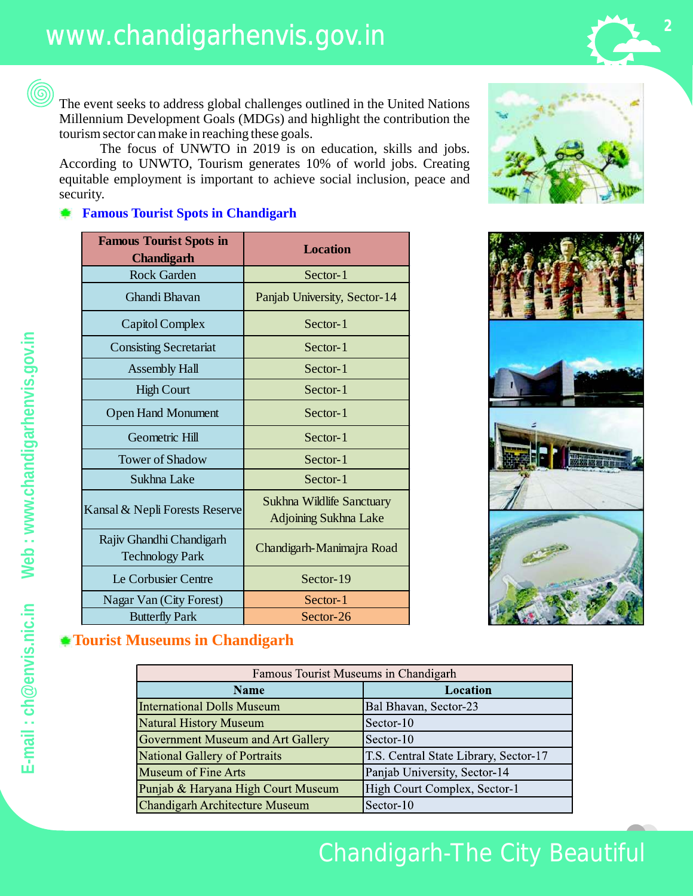The event seeks to address global challenges outlined in the United Nations Millennium Development Goals (MDGs) and highlight the contribution the tourism sector can make in reaching these goals.

The focus of UNWTO in 2019 is on education, skills and jobs. According to UNWTO, Tourism generates 10% of world jobs. Creating equitable employment is important to achieve social inclusion, peace and security.

## Famous Tourist Spots in Chandigarh

| Famous Tourist Spots in Chandigarh | Location |
|---|---|
| Rock Garden | Sector-1 |
| Ghandi Bhavan | Panjab University, Sector-14 |
| Capitol Complex | Sector-1 |
| Consisting Secretariat | Sector-1 |
| Assembly Hall | Sector-1 |
| High Court | Sector-1 |
| Open Hand Monument | Sector-1 |
| Geometric Hill | Sector-1 |
| Tower of Shadow | Sector-1 |
| Sukhna Lake | Sector-1 |
| Kansal & Nepli Forests Reserve | Sukhna Wildlife Sanctuary Adjoining Sukhna Lake |
| Rajiv Ghandhi Chandigarh Technology Park | Chandigarh-Manimajra Road |
| Le Corbusier Centre | Sector-19 |
| Nagar Van (City Forest) | Sector-1 |
| Butterfly Park | Sector-26 |

## Tourist Museums in Chandigarh

| Famous Tourist Museums in Chandigarh | |
|---|---|
| **Name** | **Location** |
| International Dolls Museum | Bal Bhavan, Sector-23 |
| Natural History Museum | Sector-10 |
| Government Museum and Art Gallery | Sector-10 |
| National Gallery of Portraits | T.S. Central State Library, Sector-17 |
| Museum of Fine Arts | Panjab University, Sector-14 |
| Punjab & Haryana High Court Museum | High Court Complex, Sector-1 |
| Chandigarh Architecture Museum | Sector-10 |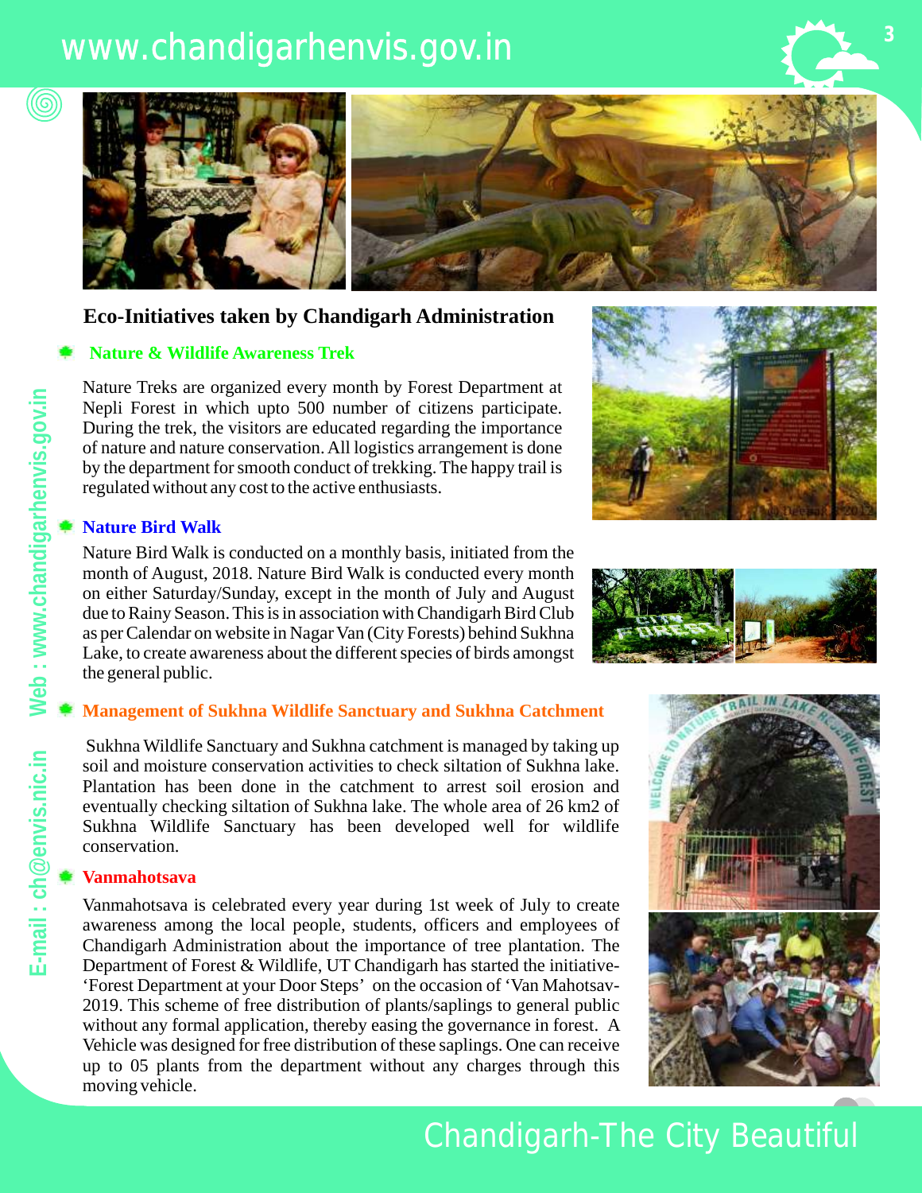## Eco-Initiatives taken by Chandigarh Administration

### Nature & Wildlife Awareness Trek

Nature Treks are organized every month by Forest Department at Nepli Forest in which upto 500 number of citizens participate. During the trek, the visitors are educated regarding the importance of nature and nature conservation. All logistics arrangement is done by the department for smooth conduct of trekking. The happy trail is regulated without any cost to the active enthusiasts.

### Nature Bird Walk

Nature Bird Walk is conducted on a monthly basis, initiated from the month of August, 2018. Nature Bird Walk is conducted every month on either Saturday/Sunday, except in the month of July and August due to Rainy Season. This is in association with Chandigarh Bird Club as per Calendar on website in Nagar Van (City Forests) behind Sukhna Lake, to create awareness about the different species of birds amongst the general public.

### Management of Sukhna Wildlife Sanctuary and Sukhna Catchment

Sukhna Wildlife Sanctuary and Sukhna catchment is managed by taking up soil and moisture conservation activities to check siltation of Sukhna lake. Plantation has been done in the catchment to arrest soil erosion and eventually checking siltation of Sukhna lake. The whole area of 26 km2 of Sukhna Wildlife Sanctuary has been developed well for wildlife conservation.

### Vanmahotsava

Vanmahotsava is celebrated every year during 1st week of July to create awareness among the local people, students, officers and employees of Chandigarh Administration about the importance of tree plantation. The Department of Forest & Wildlife, UT Chandigarh has started the initiative- 'Forest Department at your Door Steps' on the occasion of 'Van Mahotsav-2019. This scheme of free distribution of plants/saplings to general public without any formal application, thereby easing the governance in forest. A Vehicle was designed for free distribution of these saplings. One can receive up to 05 plants from the department without any charges through this moving vehicle.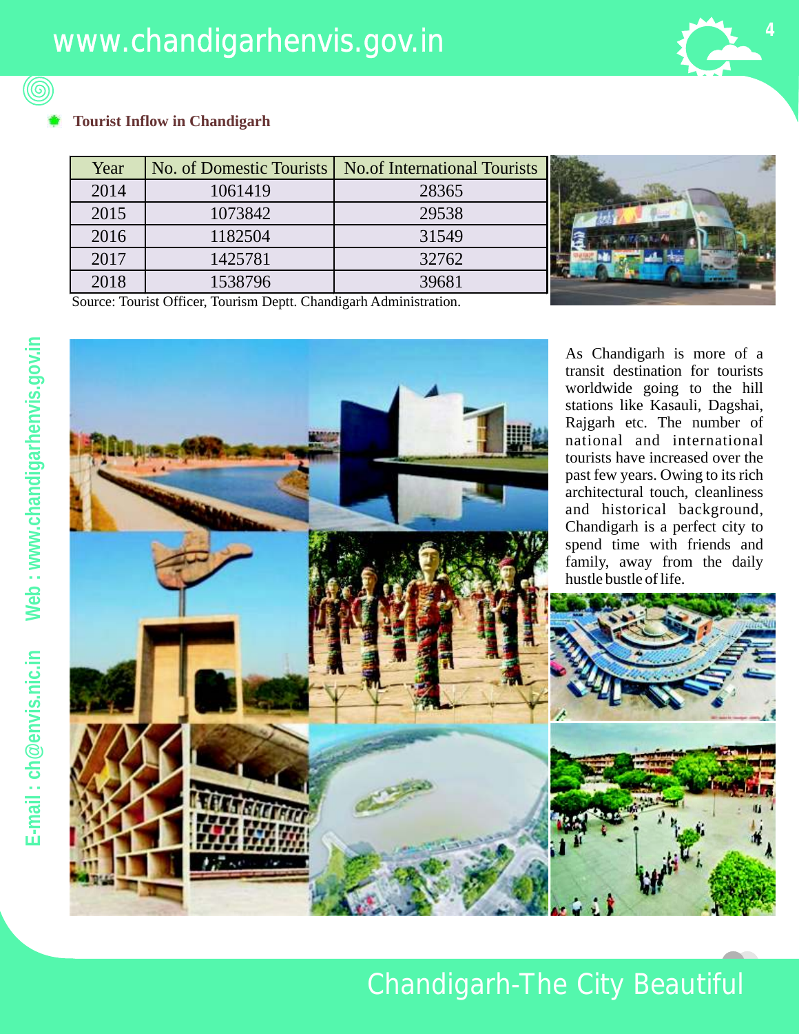## Tourist Inflow in Chandigarh

| Year | No. of Domestic Tourists | No.of International Tourists |
|---|---|---|
| 2014 | 1061419 | 28365 |
| 2015 | 1073842 | 29538 |
| 2016 | 1182504 | 31549 |
| 2017 | 1425781 | 32762 |
| 2018 | 1538796 | 39681 |

Source: Tourist Officer, Tourism Deptt. Chandigarh Administration.

As Chandigarh is more of a transit destination for tourists worldwide going to the hill stations like Kasauli, Dagshai, Rajgarh etc. The number of national and international tourists have increased over the past few years. Owing to its rich architectural touch, cleanliness and historical background, Chandigarh is a perfect city to spend time with friends and family, away from the daily hustle bustle of life.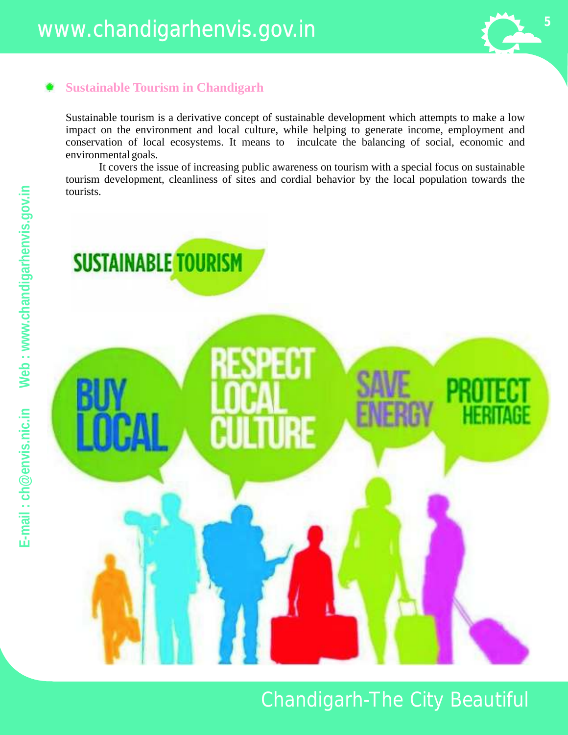## Sustainable Tourism in Chandigarh

Sustainable tourism is a derivative concept of sustainable development which attempts to make a low impact on the environment and local culture, while helping to generate income, employment and conservation of local ecosystems. It means to inculcate the balancing of social, economic and environmental goals.

It covers the issue of increasing public awareness on tourism with a special focus on sustainable tourism development, cleanliness of sites and cordial behavior by the local population towards the tourists.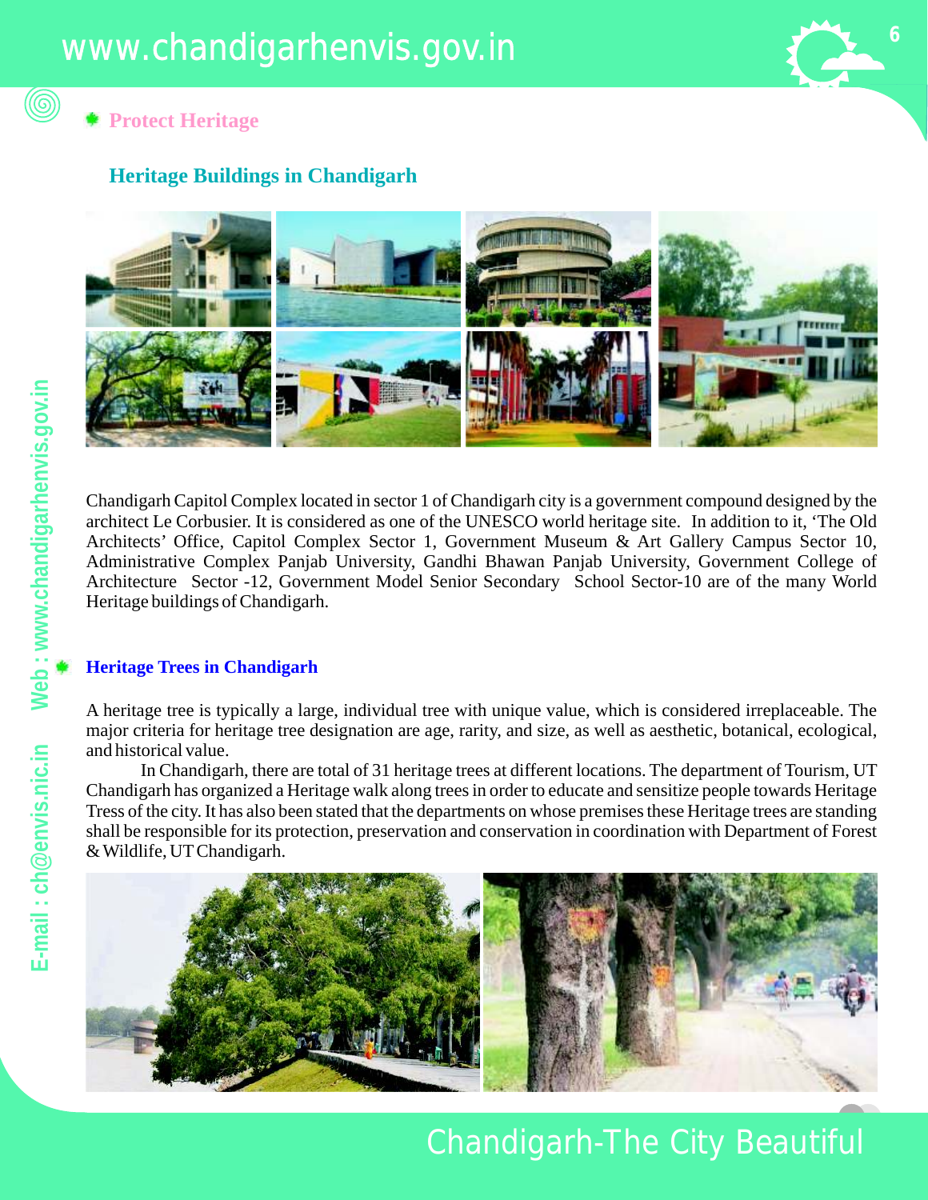## Protect Heritage

### Heritage Buildings in Chandigarh

Chandigarh Capitol Complex located in sector 1 of Chandigarh city is a government compound designed by the architect Le Corbusier. It is considered as one of the UNESCO world heritage site. In addition to it, 'The Old Architects' Office, Capitol Complex Sector 1, Government Museum & Art Gallery Campus Sector 10, Administrative Complex Panjab University, Gandhi Bhawan Panjab University, Government College of Architecture Sector -12, Government Model Senior Secondary School Sector-10 are of the many World Heritage buildings of Chandigarh.

### Heritage Trees in Chandigarh

A heritage tree is typically a large, individual tree with unique value, which is considered irreplaceable. The major criteria for heritage tree designation are age, rarity, and size, as well as aesthetic, botanical, ecological, and historical value.

In Chandigarh, there are total of 31 heritage trees at different locations. The department of Tourism, UT Chandigarh has organized a Heritage walk along trees in order to educate and sensitize people towards Heritage Tress of the city. It has also been stated that the departments on whose premises these Heritage trees are standing shall be responsible for its protection, preservation and conservation in coordination with Department of Forest & Wildlife, UT Chandigarh.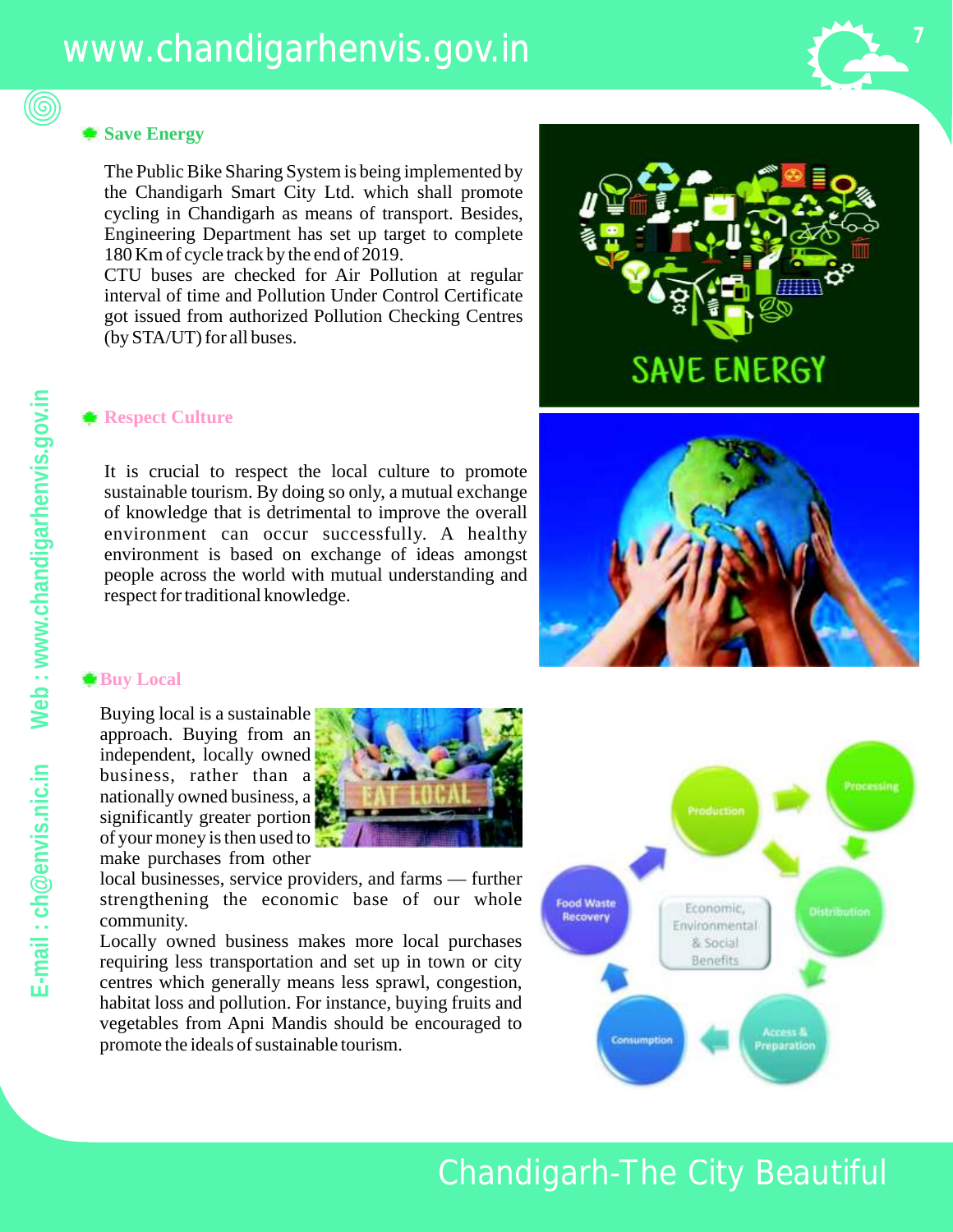## Save Energy

The Public Bike Sharing System is being implemented by the Chandigarh Smart City Ltd. which shall promote cycling in Chandigarh as means of transport. Besides, Engineering Department has set up target to complete 180 Km of cycle track by the end of 2019.

CTU buses are checked for Air Pollution at regular interval of time and Pollution Under Control Certificate got issued from authorized Pollution Checking Centres (by STA/UT) for all buses.

## Respect Culture

It is crucial to respect the local culture to promote sustainable tourism. By doing so only, a mutual exchange of knowledge that is detrimental to improve the overall environment can occur successfully. A healthy environment is based on exchange of ideas amongst people across the world with mutual understanding and respect for traditional knowledge.

## Buy Local

Buying local is a sustainable approach. Buying from an independent, locally owned business, rather than a nationally owned business, a significantly greater portion of your money is then used to make purchases from other local businesses, service providers, and farms — further strengthening the economic base of our whole community.

Locally owned business makes more local purchases requiring less transportation and set up in town or city centres which generally means less sprawl, congestion, habitat loss and pollution. For instance, buying fruits and vegetables from Apni Mandis should be encouraged to promote the ideals of sustainable tourism.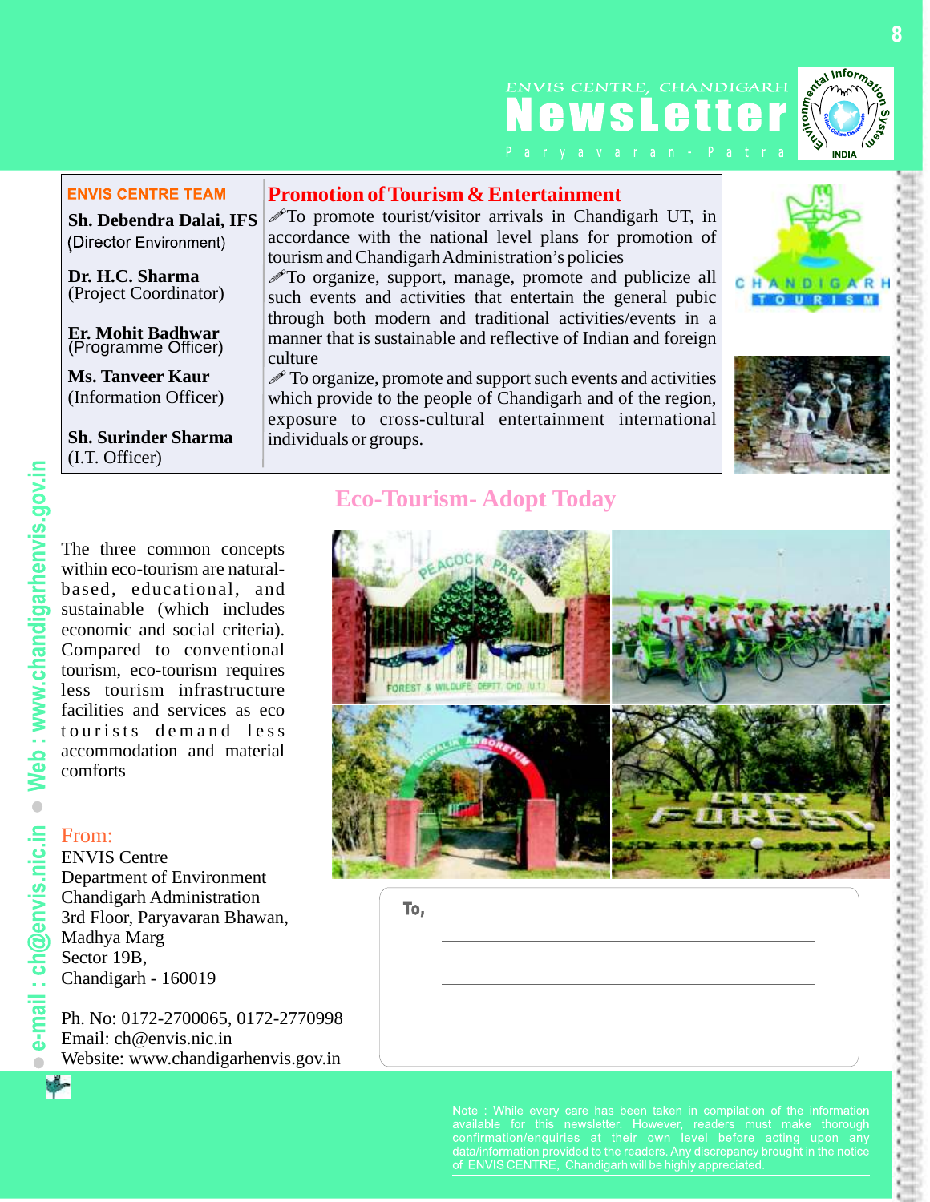## ENVIS CENTRE TEAM

**Sh. Debendra Dalai, IFS**
(Director Environment)

**Dr. H.C. Sharma**
(Project Coordinator)

**Er. Mohit Badhwar**
(Programme Officer)

**Ms. Tanveer Kaur**
(Information Officer)

**Sh. Surinder Sharma**
(I.T. Officer)

## Promotion of Tourism & Entertainment

✐To promote tourist/visitor arrivals in Chandigarh UT, in accordance with the national level plans for promotion of tourism and Chandigarh Administration's policies

✐To organize, support, manage, promote and publicize all such events and activities that entertain the general pubic through both modern and traditional activities/events in a manner that is sustainable and reflective of Indian and foreign culture

✐ To organize, promote and support such events and activities which provide to the people of Chandigarh and of the region, exposure to cross-cultural entertainment international individuals or groups.

## Eco-Tourism- Adopt Today

The three common concepts within eco-tourism are natural-based, educational, and sustainable (which includes economic and social criteria). Compared to conventional tourism, eco-tourism requires less tourism infrastructure facilities and services as eco tourists demand less accommodation and material comforts

**From:**
ENVIS Centre
Department of Environment
Chandigarh Administration
3rd Floor, Paryavaran Bhawan,
Madhya Marg
Sector 19B,
Chandigarh - 160019

Ph. No: 0172-2700065, 0172-2770998
Email: ch@envis.nic.in
Website: www.chandigarhenvis.gov.in

To,

Note : While every care has been taken in compilation of the information available for this newsletter. However, readers must make thorough confirmation/enquiries at their own level before acting upon any data/information provided to the readers. Any discrepancy brought in the notice of ENVIS CENTRE, Chandigarh will be highly appreciated.